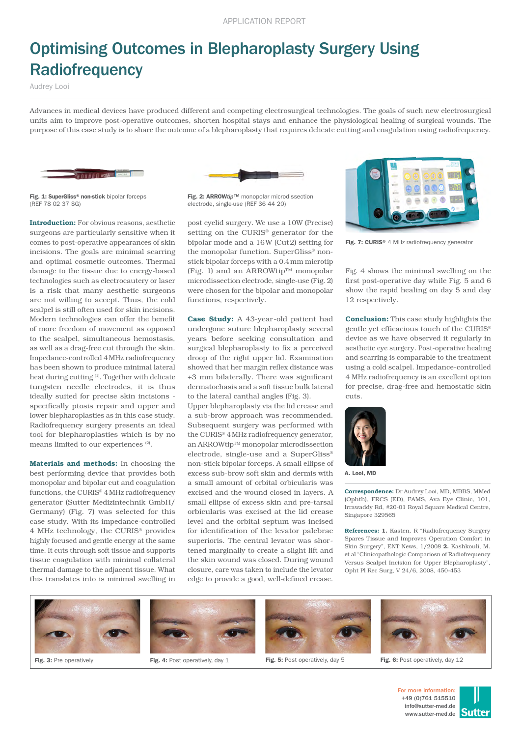APPLICATION REPORT

# Optimising Outcomes in Blepharoplasty Surgery Using Radiofrequency

Audrey Looi

Advances in medical devices have produced different and competing electrosurgical technologies. The goals of such new electrosurgical units aim to improve post-operative outcomes, shorten hospital stays and enhance the physiological healing of surgical wounds. The purpose of this case study is to share the outcome of a blepharoplasty that requires delicate cutting and coagulation using radiofrequency.

**Fig. 1: SuperGliss® non-stick** bipolar forceps (REF 78 02 37 SG)

**Fig. 2: ARROW*tip*™** monopolar microdissection electrode, single-use (REF 36 44 20)

**Fig. 7: CURIS®** 4 MHz radiofrequency generator

**Introduction:** For obvious reasons, aesthetic surgeons are particularly sensitive when it comes to post-operative appearances of skin incisions. The goals are minimal scarring and optimal cosmetic outcomes. Thermal damage to the tissue due to energy-based technologies such as electrocautery or laser is a risk that many aesthetic surgeons are not willing to accept. Thus, the cold scalpel is still often used for skin incisions. Modern technologies can offer the benefit of more freedom of movement as opposed to the scalpel, simultaneous hemostasis, as well as a drag-free cut through the skin. Impedance-controlled 4 MHz radiofrequency has been shown to produce minimal lateral heat during cutting [1]. Together with delicate tungsten needle electrodes, it is thus ideally suited for precise skin incisions - specifically ptosis repair and upper and lower blepharoplasties as in this case study. Radiofrequency surgery presents an ideal tool for blepharoplasties which is by no means limited to our experiences [2].

**Materials and methods:** In choosing the best performing device that provides both monopolar and bipolar cut and coagulation functions, the CURIS® 4 MHz radiofrequency generator (Sutter Medizintechnik GmbH/Germany) (Fig. 7) was selected for this case study. With its impedance-controlled 4 MHz technology, the CURIS® provides highly focused and gentle energy at the same time. It cuts through soft tissue and supports tissue coagulation with minimal collateral thermal damage to the adjacent tissue. What this translates into is minimal swelling in post eyelid surgery. We use a 10W (Precise) setting on the CURIS® generator for the bipolar mode and a 16W (Cut 2) setting for the monopolar function. SuperGliss® non-stick bipolar forceps with a 0.4 mm microtip (Fig. 1) and an ARROWtip™ monopolar microdissection electrode, single-use (Fig. 2) were chosen for the bipolar and monopolar functions, respectively.

**Case Study:** A 43-year-old patient had undergone suture blepharoplasty several years before seeking consultation and surgical blepharoplasty to fix a perceived droop of the right upper lid. Examination showed that her margin reflex distance was +3 mm bilaterally. There was significant dermatochasis and a soft tissue bulk lateral to the lateral canthal angles (Fig. 3).
Upper blepharoplasty via the lid crease and a sub-brow approach was recommended. Subsequent surgery was performed with the CURIS® 4 MHz radiofrequency generator, an ARROWtip™ monopolar microdissection electrode, single-use and a SuperGliss® non-stick bipolar forceps. A small ellipse of excess sub-brow soft skin and dermis with a small amount of orbital orbicularis was excised and the wound closed in layers. A small ellipse of excess skin and pre-tarsal orbicularis was excised at the lid crease level and the orbital septum was incised for identification of the levator palebrae superioris. The central levator was shortened marginally to create a slight lift and the skin wound was closed. During wound closure, care was taken to include the levator edge to provide a good, well-defined crease.

Fig. 4 shows the minimal swelling on the first post-operative day while Fig. 5 and 6 show the rapid healing on day 5 and day 12 respectively.

**Conclusion:** This case study highlights the gentle yet efficacious touch of the CURIS® device as we have observed it regularly in aesthetic eye surgery. Post-operative healing and scarring is comparable to the treatment using a cold scalpel. Impedance-controlled 4 MHz radiofrequency is an excellent option for precise, drag-free and hemostatic skin cuts.

**A. Looi, MD**

**Correspondence:** Dr Audrey Looi, MD, MBBS, MMed (Ophth), FRCS (ED), FAMS, Ava Eye Clinic, 101, Irrawaddy Rd, #20-01 Royal Square Medical Centre, Singapore 329565

**References:** **1.** Kasten, R "Radiofrequency Surgery Spares Tissue and Improves Operation Comfort in Skin Surgery", ENT News, 1/2008 **2.** Kashkouli, M. et al "Clinicopathologic Compariosn of Radiofrequency Versus Scalpel Incision for Upper Blepharoplasty", Opht Pl Rec Surg, V 24/6, 2008, 450-453

**Fig. 3:** Pre operatively

**Fig. 4:** Post operatively, day 1

**Fig. 5:** Post operatively, day 5

**Fig. 6:** Post operatively, day 12

For more information:
+49 (0)761 515510
info@sutter-med.de
www.sutter-med.de

Sutter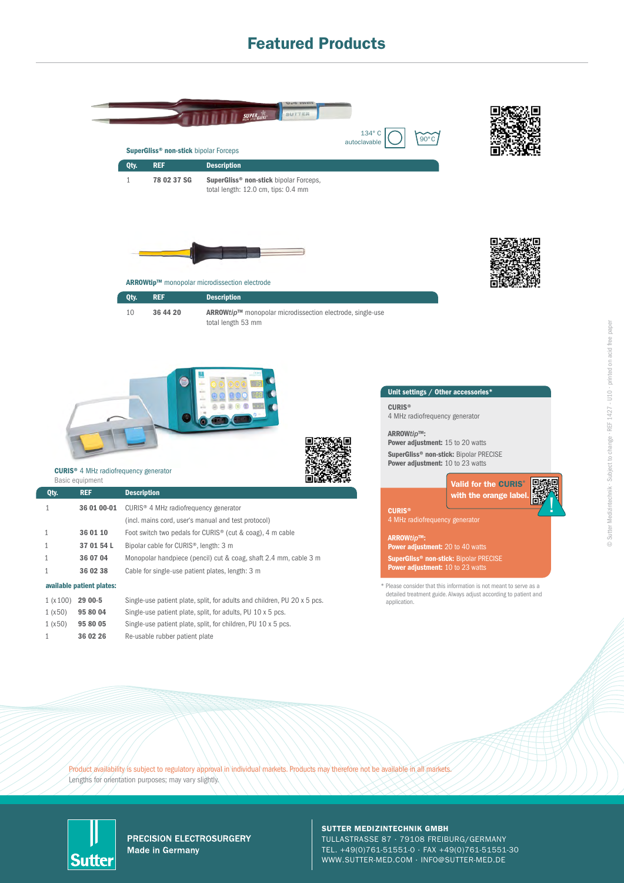# Featured Products

**SuperGliss® non-stick** bipolar Forceps

134° C autoclavable

90°C

| Qty. | REF | Description |
|---|---|---|
| 1 | **78 02 37 SG** | **SuperGliss® non-stick** bipolar Forceps, total length: 12.0 cm, tips: 0.4 mm |

**ARROWtip™** monopolar microdissection electrode

| Qty. | REF | Description |
|---|---|---|
| 10 | **36 44 20** | **ARROW*tip*™** monopolar microdissection electrode, single-use total length 53 mm |

**CURIS®** 4 MHz radiofrequency generator

Basic equipment

| Qty. | REF | Description |
|---|---|---|
| 1 | **36 01 00-01** | CURIS® 4 MHz radiofrequency generator (incl. mains cord, user's manual and test protocol) |
| 1 | **36 01 10** | Foot switch two pedals for CURIS® (cut & coag), 4 m cable |
| 1 | **37 01 54 L** | Bipolar cable for CURIS®, length: 3 m |
| 1 | **36 07 04** | Monopolar handpiece (pencil) cut & coag, shaft 2.4 mm, cable 3 m |
| 1 | **36 02 38** | Cable for single-use patient plates, length: 3 m |
| **available patient plates:** | | |
| 1 (x100) | **29 00-5** | Single-use patient plate, split, for adults and children, PU 20 x 5 pcs. |
| 1 (x50) | **95 80 04** | Single-use patient plate, split, for adults, PU 10 x 5 pcs. |
| 1 (x50) | **95 80 05** | Single-use patient plate, split, for children, PU 10 x 5 pcs. |
| 1 | **36 02 26** | Re-usable rubber patient plate |

**Unit settings / Other accessories***

**CURIS®**
4 MHz radiofrequency generator

**ARROW*tip*™:**
**Power adjustment:** 15 to 20 watts

**SuperGliss® non-stick:** Bipolar PRECISE
**Power adjustment:** 10 to 23 watts

**Valid for the CURIS® with the orange label.**

**CURIS®**
4 MHz radiofrequency generator

**ARROW*tip*™:**
**Power adjustment:** 20 to 40 watts

**SuperGliss® non-stick:** Bipolar PRECISE
**Power adjustment:** 10 to 23 watts

\* Please consider that this information is not meant to serve as a detailed treatment guide. Always adjust according to patient and application.

Product availability is subject to regulatory approval in individual markets. Products may therefore not be available in all markets.
Lengths for orientation purposes; may vary slightly.

© Sutter Medizintechnik · Subject to change · REF 1427 · U10 · printed on acid free paper

**PRECISION ELECTROSURGERY**
**Made in Germany**

**SUTTER MEDIZINTECHNIK GMBH**
TULLASTRASSE 87 · 79108 FREIBURG/GERMANY
TEL. +49(0)761-51551-0 · FAX +49(0)761-51551-30
WWW.SUTTER-MED.COM · INFO@SUTTER-MED.DE